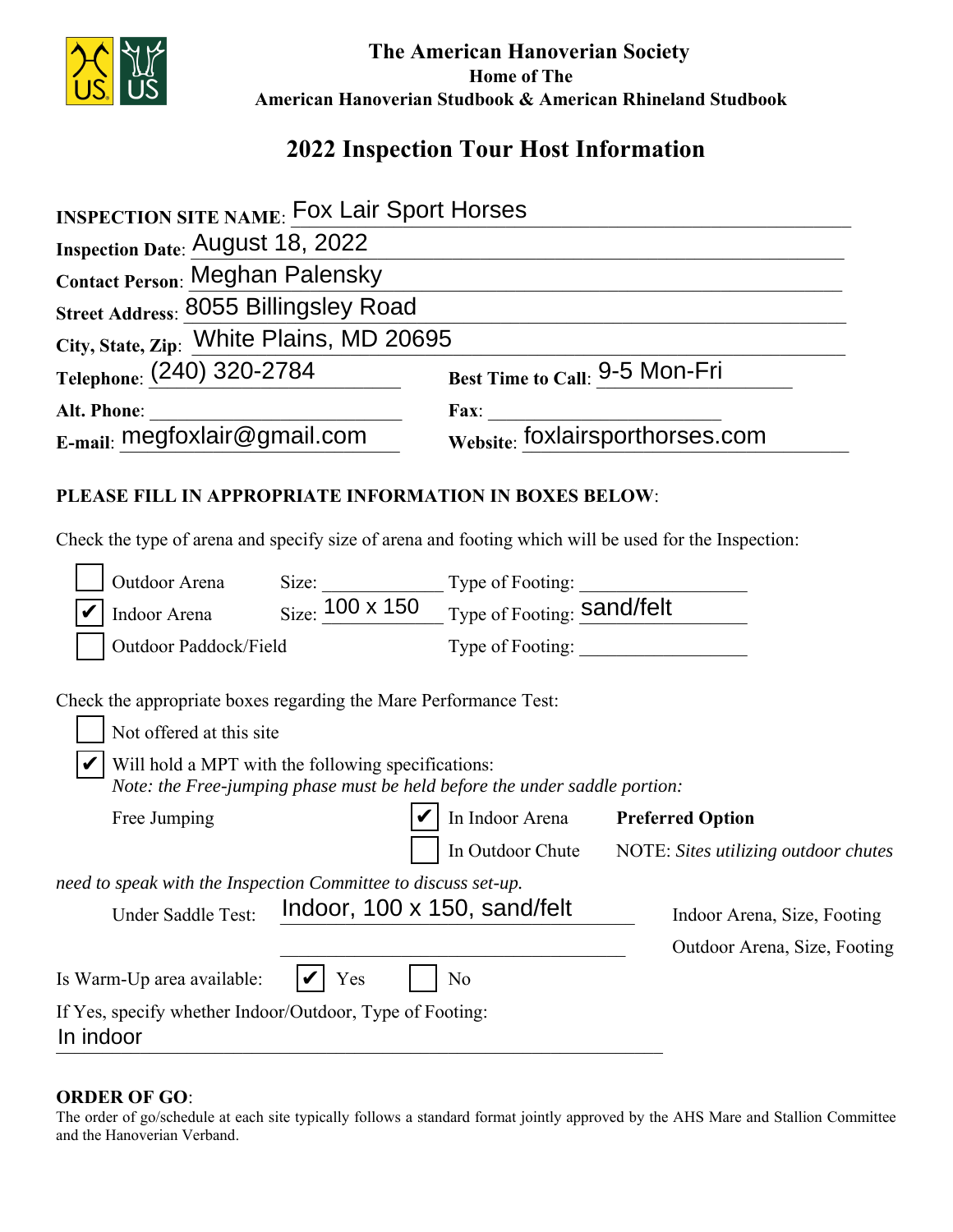# The American Hanoverian Society

**Home of The**

**American Hanoverian Studbook & American Rhineland Studbook**

## 2022 Inspection Tour Host Information

**INSPECTION SITE NAME**: Fox Lair Sport Horses

**Inspection Date**: August 18, 2022

**Contact Person**: Meghan Palensky

**Street Address**: 8055 Billingsley Road

**City, State, Zip**: White Plains, MD 20695

**Telephone**: (240) 320-2784 **Best Time to Call**: 9-5 Mon-Fri

**Alt. Phone**: ______________ **Fax**: ______________

**E-mail**: megfoxlair@gmail.com **Website**: foxlairsporthorses.com

**PLEASE FILL IN APPROPRIATE INFORMATION IN BOXES BELOW**:

Check the type of arena and specify size of arena and footing which will be used for the Inspection:

- ☐ Outdoor Arena Size: ______________ Type of Footing: ______________
- ☑ Indoor Arena Size: 100 x 150 Type of Footing: sand/felt
- ☐ Outdoor Paddock/Field Type of Footing: ______________

Check the appropriate boxes regarding the Mare Performance Test:

- ☐ Not offered at this site
- ☑ Will hold a MPT with the following specifications:
  *Note: the Free-jumping phase must be held before the under saddle portion:*

Free Jumping ☑ In Indoor Arena **Preferred Option**

☐ In Outdoor Chute NOTE: *Sites utilizing outdoor chutes need to speak with the Inspection Committee to discuss set-up.*

Under Saddle Test: Indoor, 100 x 150, sand/felt Indoor Arena, Size, Footing

______________ Outdoor Arena, Size, Footing

Is Warm-Up area available: ☑ Yes ☐ No

If Yes, specify whether Indoor/Outdoor, Type of Footing:
In indoor

**ORDER OF GO**:

The order of go/schedule at each site typically follows a standard format jointly approved by the AHS Mare and Stallion Committee and the Hanoverian Verband.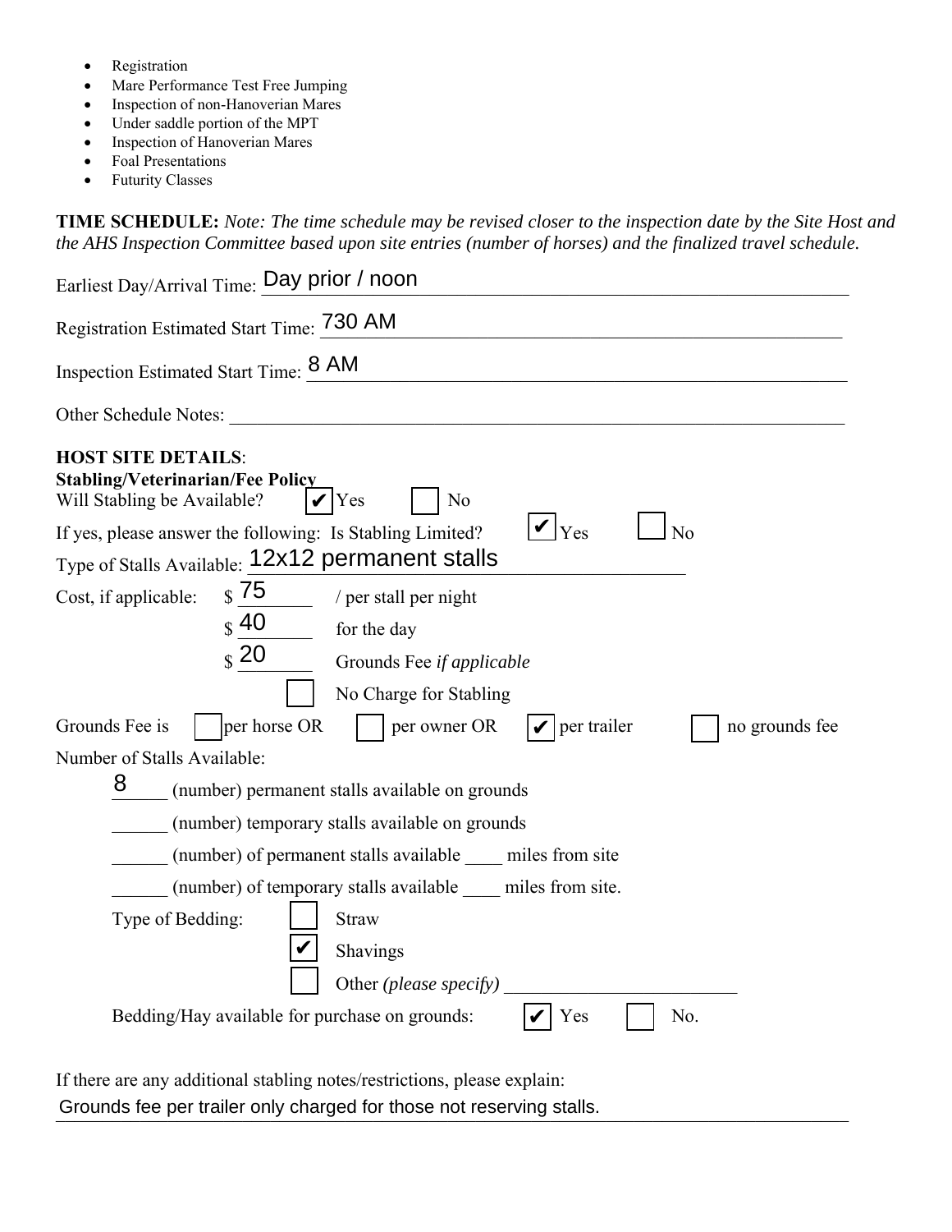- Registration
- Mare Performance Test Free Jumping
- Inspection of non-Hanoverian Mares
- Under saddle portion of the MPT
- Inspection of Hanoverian Mares
- Foal Presentations
- Futurity Classes

**TIME SCHEDULE:** *Note: The time schedule may be revised closer to the inspection date by the Site Host and the AHS Inspection Committee based upon site entries (number of horses) and the finalized travel schedule.*

Earliest Day/Arrival Time: Day prior / noon

Registration Estimated Start Time: 730 AM

Inspection Estimated Start Time: 8 AM

Other Schedule Notes: ______________________________

**HOST SITE DETAILS**:

**Stabling/Veterinarian/Fee Policy**

Will Stabling be Available? ☑ Yes ☐ No

If yes, please answer the following: Is Stabling Limited? ☑ Yes ☐ No

Type of Stalls Available: 12x12 permanent stalls

Cost, if applicable:
- $ 75 / per stall per night
- $ 40 for the day
- $ 20 Grounds Fee *if applicable*
- ☐ No Charge for Stabling

Grounds Fee is ☐ per horse OR ☐ per owner OR ☑ per trailer ☐ no grounds fee

Number of Stalls Available:

- 8 (number) permanent stalls available on grounds
- ______ (number) temporary stalls available on grounds
- ______ (number) of permanent stalls available ____ miles from site
- ______ (number) of temporary stalls available ____ miles from site.

Type of Bedding:
- ☐ Straw
- ☑ Shavings
- ☐ Other *(please specify)* ______________________

Bedding/Hay available for purchase on grounds: ☑ Yes ☐ No.

If there are any additional stabling notes/restrictions, please explain:

Grounds fee per trailer only charged for those not reserving stalls.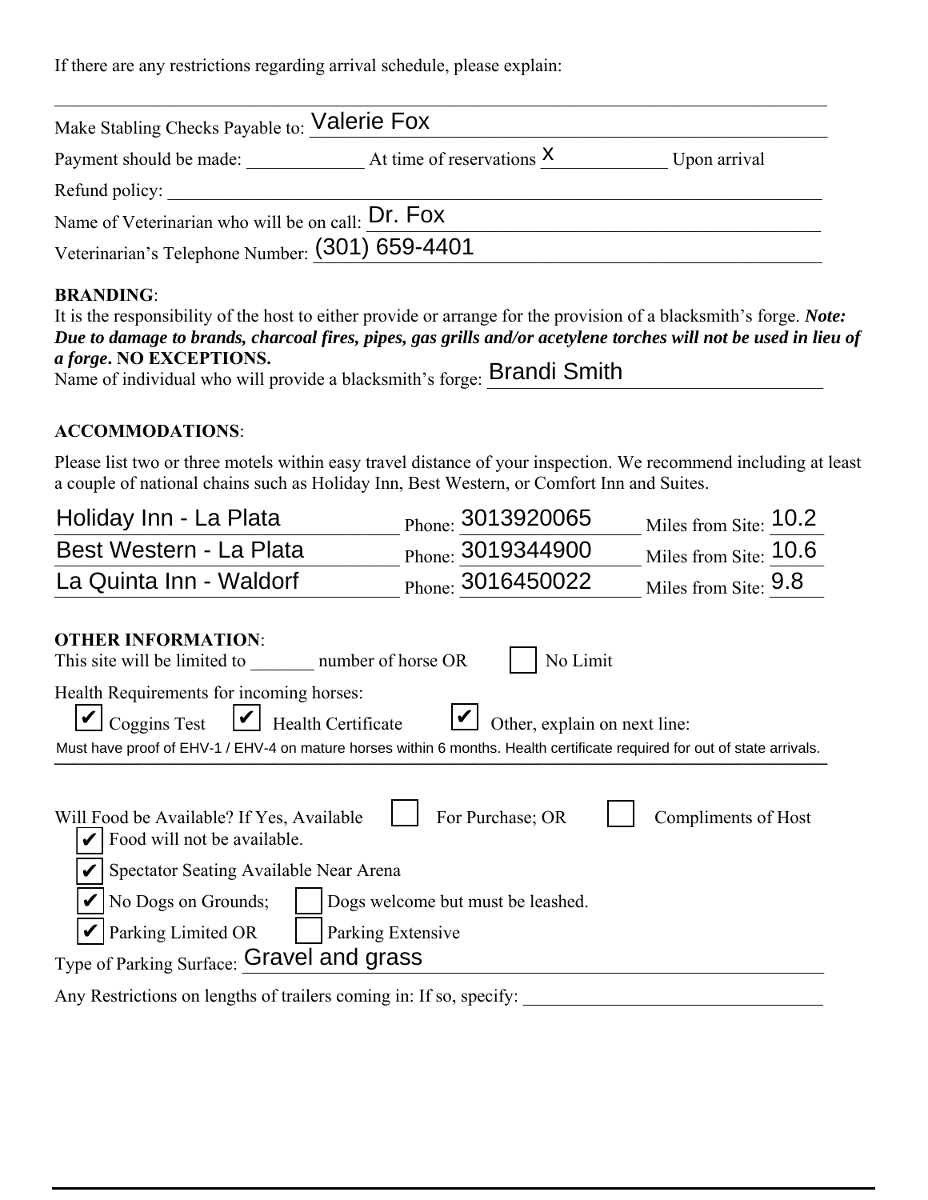If there are any restrictions regarding arrival schedule, please explain:

______________________________________________________________________________

Make Stabling Checks Payable to: Valerie Fox

Payment should be made: ____________ At time of reservations x ____________ Upon arrival

Refund policy: ______________________________________________________________

Name of Veterinarian who will be on call: Dr. Fox

Veterinarian's Telephone Number: (301) 659-4401

**BRANDING**:

It is the responsibility of the host to either provide or arrange for the provision of a blacksmith's forge. ***Note: Due to damage to brands, charcoal fires, pipes, gas grills and/or acetylene torches will not be used in lieu of a forge*. NO EXCEPTIONS.**

Name of individual who will provide a blacksmith's forge: Brandi Smith

**ACCOMMODATIONS**:

Please list two or three motels within easy travel distance of your inspection. We recommend including at least a couple of national chains such as Holiday Inn, Best Western, or Comfort Inn and Suites.

| Motel | Phone | Miles from Site |
|---|---|---|
| Holiday Inn - La Plata | 3013920065 | 10.2 |
| Best Western - La Plata | 3019344900 | 10.6 |
| La Quinta Inn - Waldorf | 3016450022 | 9.8 |

**OTHER INFORMATION**:

This site will be limited to _______ number of horse OR ☐ No Limit

Health Requirements for incoming horses:

☑ Coggins Test ☑ Health Certificate ☑ Other, explain on next line:

Must have proof of EHV-1 / EHV-4 on mature horses within 6 months. Health certificate required for out of state arrivals.

Will Food be Available? If Yes, Available ☐ For Purchase; OR ☐ Compliments of Host

☑ Food will not be available.

☑ Spectator Seating Available Near Arena

☑ No Dogs on Grounds; ☐ Dogs welcome but must be leashed.

☑ Parking Limited OR ☐ Parking Extensive

Type of Parking Surface: Gravel and grass

Any Restrictions on lengths of trailers coming in: If so, specify: ______________________________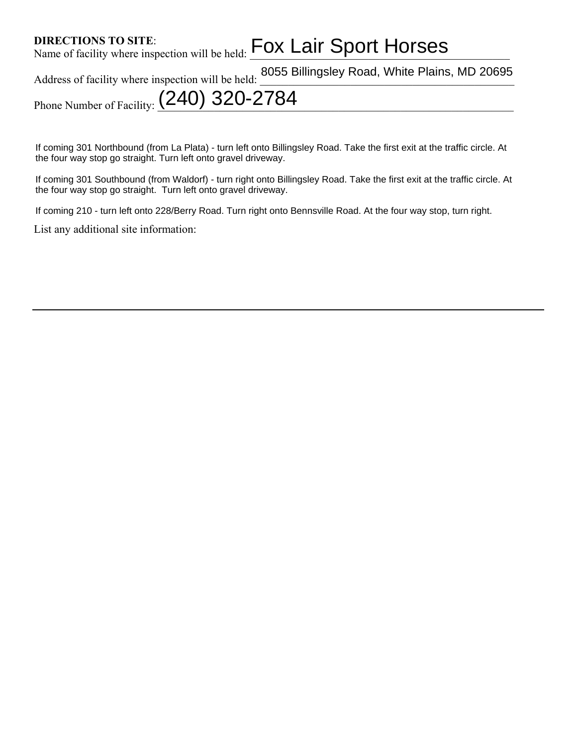**DIRECTIONS TO SITE**:

Name of facility where inspection will be held: Fox Lair Sport Horses

Address of facility where inspection will be held: 8055 Billingsley Road, White Plains, MD 20695

Phone Number of Facility: (240) 320-2784

If coming 301 Northbound (from La Plata) - turn left onto Billingsley Road. Take the first exit at the traffic circle. At the four way stop go straight. Turn left onto gravel driveway.

If coming 301 Southbound (from Waldorf) - turn right onto Billingsley Road. Take the first exit at the traffic circle. At the four way stop go straight. Turn left onto gravel driveway.

If coming 210 - turn left onto 228/Berry Road. Turn right onto Bennsville Road. At the four way stop, turn right.

List any additional site information:

---